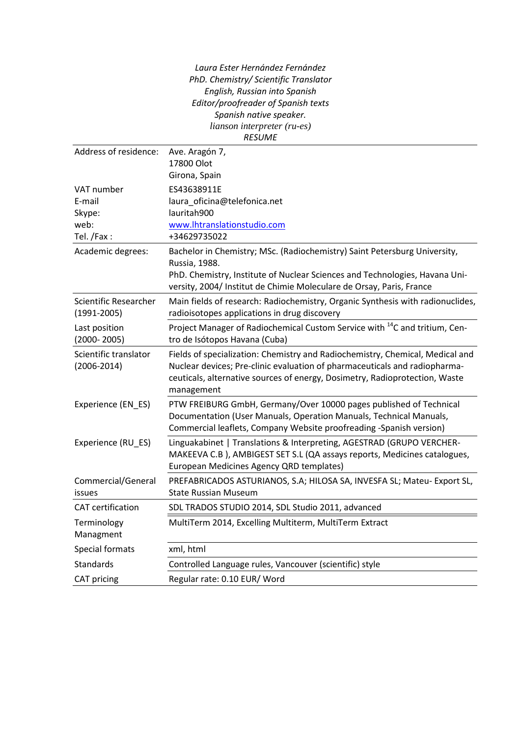*Laura Ester Hernández Fernández*
*PhD. Chemistry/ Scientific Translator*
*English, Russian into Spanish*
*Editor/proofreader of Spanish texts*
*Spanish native speaker.*
*lianson interpreter (ru-es)*
*RESUME*

| | |
|---|---|
| Address of residence: | Ave. Aragón 7,<br>17800 Olot<br>Girona, Spain |
| VAT number<br>E-mail<br>Skype:<br>web:<br>Tel. /Fax : | ES43638911E<br>laura_oficina@telefonica.net<br>lauritah900<br>www.lhtranslationstudio.com<br>+34629735022 |
| Academic degrees: | Bachelor in Chemistry; MSc. (Radiochemistry) Saint Petersburg University, Russia, 1988.<br>PhD. Chemistry, Institute of Nuclear Sciences and Technologies, Havana University, 2004/ Institut de Chimie Moleculare de Orsay, Paris, France |
| Scientific Researcher (1991-2005) | Main fields of research: Radiochemistry, Organic Synthesis with radionuclides, radioisotopes applications in drug discovery |
| Last position (2000- 2005) | Project Manager of Radiochemical Custom Service with $^{14}C$ and tritium, Centro de Isótopos Havana (Cuba) |
| Scientific translator (2006-2014) | Fields of specialization: Chemistry and Radiochemistry, Chemical, Medical and Nuclear devices; Pre-clinic evaluation of pharmaceuticals and radiopharmaceuticals, alternative sources of energy, Dosimetry, Radioprotection, Waste management |
| Experience (EN_ES) | PTW FREIBURG GmbH, Germany/Over 10000 pages published of Technical Documentation (User Manuals, Operation Manuals, Technical Manuals, Commercial leaflets, Company Website proofreading -Spanish version) |
| Experience (RU_ES) | Linguakabinet \| Translations & Interpreting, AGESTRAD (GRUPO VERCHER-MAKEEVA C.B ), AMBIGEST SET S.L (QA assays reports, Medicines catalogues, European Medicines Agency QRD templates) |
| Commercial/General issues | PREFABRICADOS ASTURIANOS, S.A; HILOSA SA, INVESFA SL; Mateu- Export SL, State Russian Museum |
| CAT certification | SDL TRADOS STUDIO 2014, SDL Studio 2011, advanced |
| Terminology Managment | MultiTerm 2014, Excelling Multiterm, MultiTerm Extract |
| Special formats | xml, html |
| Standards | Controlled Language rules, Vancouver (scientific) style |
| CAT pricing | Regular rate: 0.10 EUR/ Word |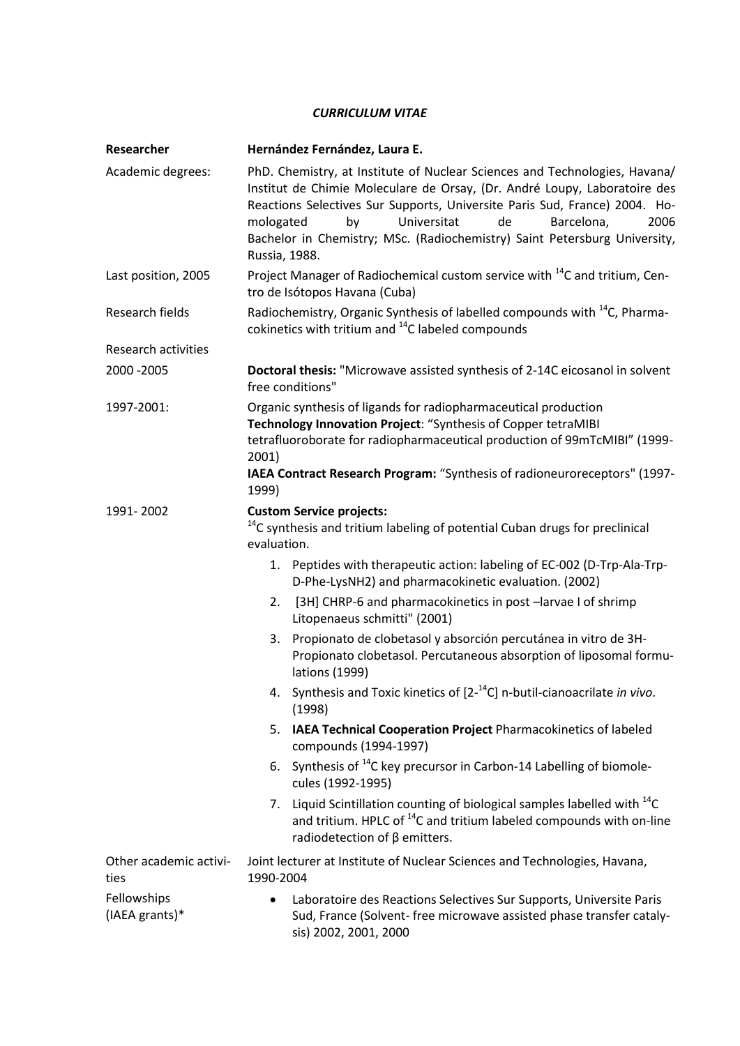***CURRICULUM VITAE***

| **Researcher** | **Hernández Fernández, Laura E.** |
|---|---|
| Academic degrees: | PhD. Chemistry, at Institute of Nuclear Sciences and Technologies, Havana/ Institut de Chimie Moleculare de Orsay, (Dr. André Loupy, Laboratoire des Reactions Selectives Sur Supports, Universite Paris Sud, France) 2004. Homologated by Universitat de Barcelona, 2006 Bachelor in Chemistry; MSc. (Radiochemistry) Saint Petersburg University, Russia, 1988. |
| Last position, 2005 | Project Manager of Radiochemical custom service with $^{14}C$ and tritium, Centro de Isótopos Havana (Cuba) |
| Research fields | Radiochemistry, Organic Synthesis of labelled compounds with $^{14}C$, Pharmacokinetics with tritium and $^{14}C$ labeled compounds |
| Research activities | |
| 2000 -2005 | **Doctoral thesis:** "Microwave assisted synthesis of 2-14C eicosanol in solvent free conditions" |
| 1997-2001: | Organic synthesis of ligands for radiopharmaceutical production<br>**Technology Innovation Project**: "Synthesis of Copper tetraMIBI tetrafluoroborate for radiopharmaceutical production of 99mTcMIBI" (1999-2001)<br>**IAEA Contract Research Program:** "Synthesis of radioneuroreceptors" (1997-1999) |
| 1991- 2002 | **Custom Service projects:**<br>$^{14}C$ synthesis and tritium labeling of potential Cuban drugs for preclinical evaluation.<br>1. Peptides with therapeutic action: labeling of EC-002 (D-Trp-Ala-Trp-D-Phe-LysNH2) and pharmacokinetic evaluation. (2002)<br>2. [3H] CHRP-6 and pharmacokinetics in post –larvae I of shrimp Litopenaeus schmitti" (2001)<br>3. Propionato de clobetasol y absorción percutánea in vitro de 3H-Propionato clobetasol. Percutaneous absorption of liposomal formulations (1999)<br>4. Synthesis and Toxic kinetics of [2-$^{14}C$] n-butil-cianoacrilate *in vivo*. (1998)<br>5. **IAEA Technical Cooperation Project** Pharmacokinetics of labeled compounds (1994-1997)<br>6. Synthesis of $^{14}C$ key precursor in Carbon-14 Labelling of biomolecules (1992-1995)<br>7. Liquid Scintillation counting of biological samples labelled with $^{14}C$ and tritium. HPLC of $^{14}C$ and tritium labeled compounds with on-line radiodetection of β emitters. |
| Other academic activities | Joint lecturer at Institute of Nuclear Sciences and Technologies, Havana, 1990-2004 |
| Fellowships (IAEA grants)* | • Laboratoire des Reactions Selectives Sur Supports, Universite Paris Sud, France (Solvent- free microwave assisted phase transfer catalysis) 2002, 2001, 2000 |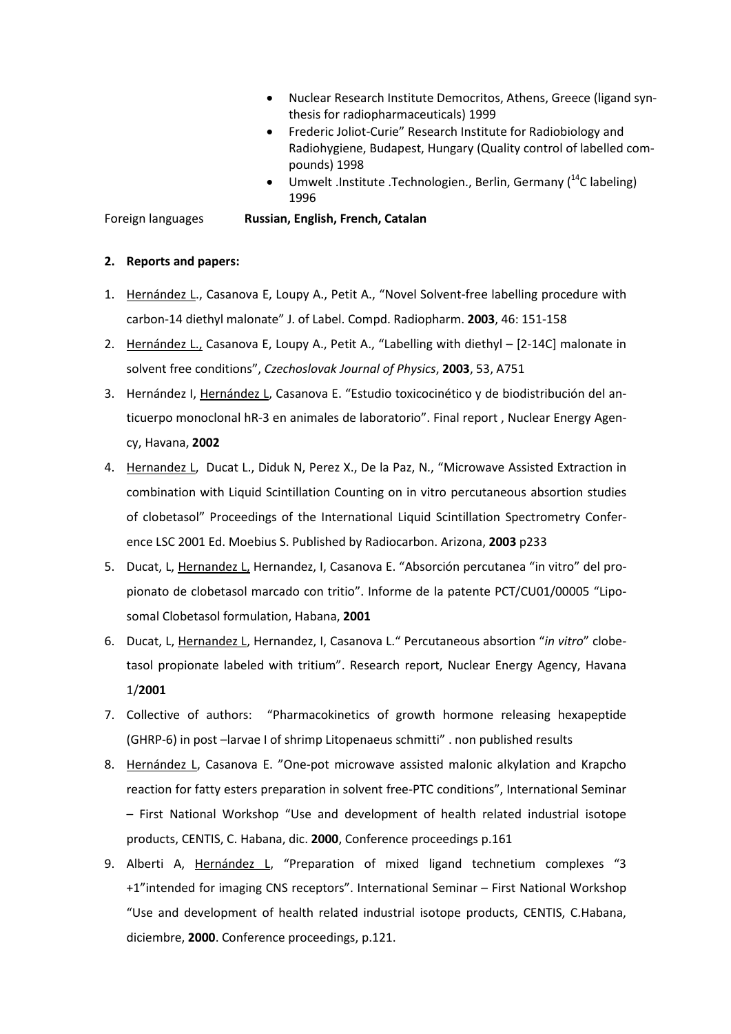- Nuclear Research Institute Democritos, Athens, Greece (ligand synthesis for radiopharmaceuticals) 1999
- Frederic Joliot-Curie" Research Institute for Radiobiology and Radiohygiene, Budapest, Hungary (Quality control of labelled compounds) 1998
- Umwelt .Institute .Technologien., Berlin, Germany ($^{14}C$ labeling) 1996

Foreign languages **Russian, English, French, Catalan**

## 2. Reports and papers:

1. Hernández L., Casanova E, Loupy A., Petit A., "Novel Solvent-free labelling procedure with carbon-14 diethyl malonate" J. of Label. Compd. Radiopharm. **2003**, 46: 151-158
2. Hernández L., Casanova E, Loupy A., Petit A., "Labelling with diethyl – [2-14C] malonate in solvent free conditions", *Czechoslovak Journal of Physics*, **2003**, 53, A751
3. Hernández I, Hernández L, Casanova E. "Estudio toxicocinético y de biodistribución del anticuerpo monoclonal hR-3 en animales de laboratorio". Final report , Nuclear Energy Agency, Havana, **2002**
4. Hernandez L, Ducat L., Diduk N, Perez X., De la Paz, N., "Microwave Assisted Extraction in combination with Liquid Scintillation Counting on in vitro percutaneous absorption studies of clobetasol" Proceedings of the International Liquid Scintillation Spectrometry Conference LSC 2001 Ed. Moebius S. Published by Radiocarbon. Arizona, **2003** p233
5. Ducat, L, Hernandez L, Hernandez, I, Casanova E. "Absorción percutanea "in vitro" del propionato de clobetasol marcado con tritio". Informe de la patente PCT/CU01/00005 "Liposomal Clobetasol formulation, Habana, **2001**
6. Ducat, L, Hernandez L, Hernandez, I, Casanova L." Percutaneous absorption "*in vitro*" clobetasol propionate labeled with tritium". Research report, Nuclear Energy Agency, Havana 1/**2001**
7. Collective of authors: "Pharmacokinetics of growth hormone releasing hexapeptide (GHRP-6) in post –larvae I of shrimp Litopenaeus schmitti" . non published results
8. Hernández L, Casanova E. "One-pot microwave assisted malonic alkylation and Krapcho reaction for fatty esters preparation in solvent free-PTC conditions", International Seminar – First National Workshop "Use and development of health related industrial isotope products, CENTIS, C. Habana, dic. **2000**, Conference proceedings p.161
9. Alberti A, Hernández L, "Preparation of mixed ligand technetium complexes "3 +1"intended for imaging CNS receptors". International Seminar – First National Workshop "Use and development of health related industrial isotope products, CENTIS, C.Habana, diciembre, **2000**. Conference proceedings, p.121.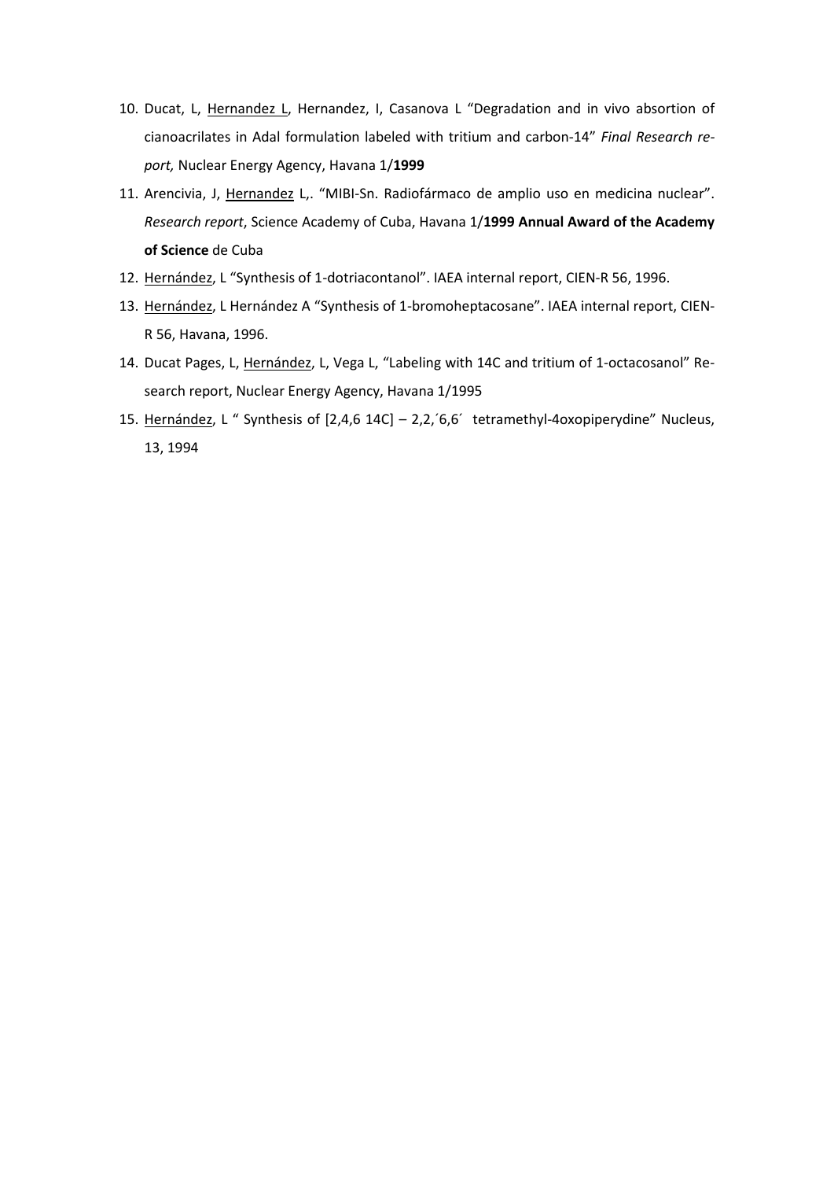10. Ducat, L, <u>Hernandez L</u>, Hernandez, I, Casanova L "Degradation and in vivo absortion of cianoacrilates in Adal formulation labeled with tritium and carbon-14" *Final Research report,* Nuclear Energy Agency, Havana 1/**1999**
11. Arencivia, J, <u>Hernandez</u> L,. "MIBI-Sn. Radiofármaco de amplio uso en medicina nuclear". *Research report*, Science Academy of Cuba, Havana 1/**1999 Annual Award of the Academy of Science** de Cuba
12. <u>Hernández</u>, L "Synthesis of 1-dotriacontanol". IAEA internal report, CIEN-R 56, 1996.
13. <u>Hernández</u>, L Hernández A "Synthesis of 1-bromoheptacosane". IAEA internal report, CIEN-R 56, Havana, 1996.
14. Ducat Pages, L, <u>Hernández</u>, L, Vega L, "Labeling with 14C and tritium of 1-octacosanol" Research report, Nuclear Energy Agency, Havana 1/1995
15. <u>Hernández</u>, L " Synthesis of [2,4,6 14C] – 2,2,´6,6´ tetramethyl-4oxopiperydine" Nucleus, 13, 1994